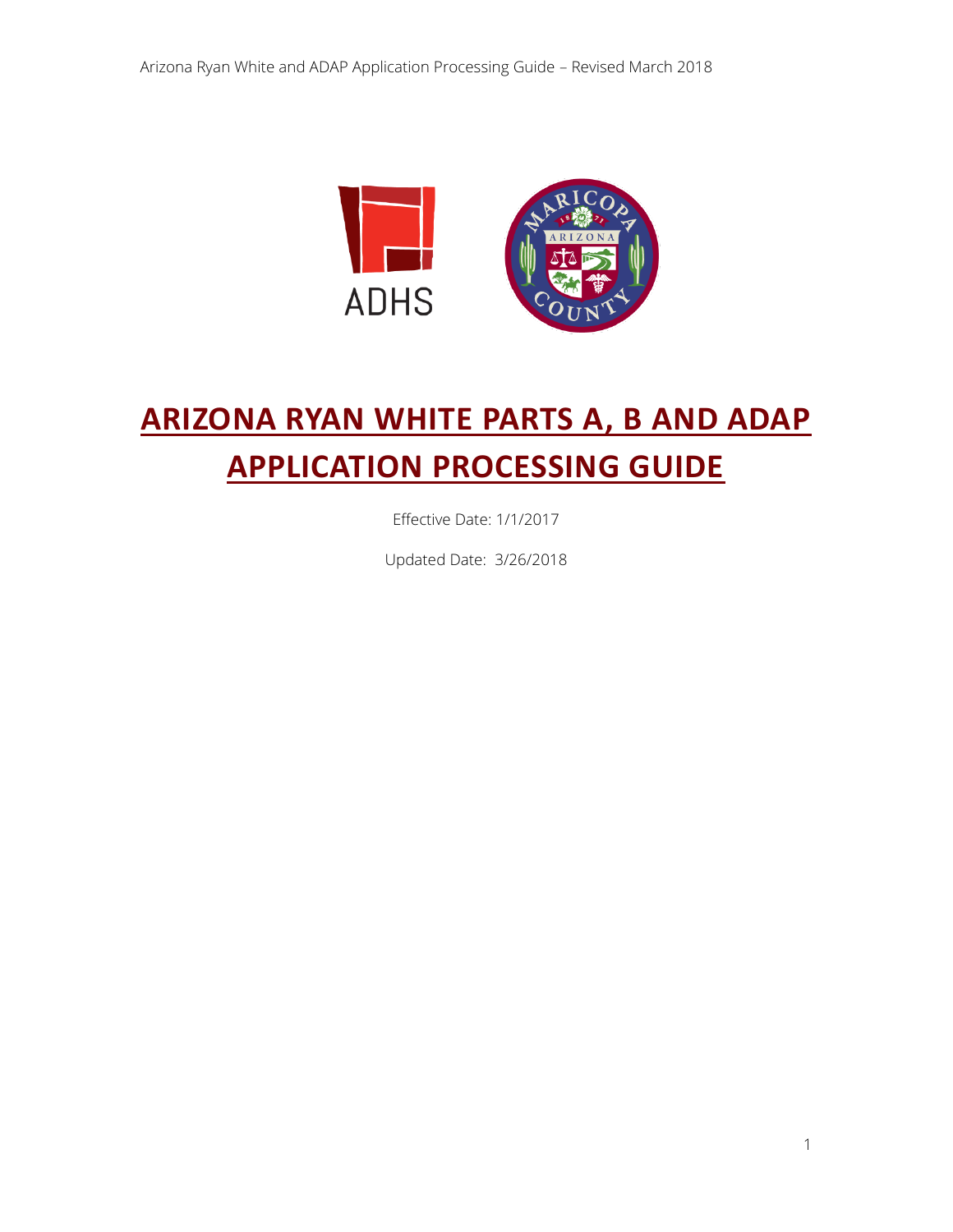# ARIZONA RYAN WHITE PARTS A, B AND ADAP APPLICATION PROCESSING GUIDE

Effective Date: 1/1/2017

Updated Date: 3/26/2018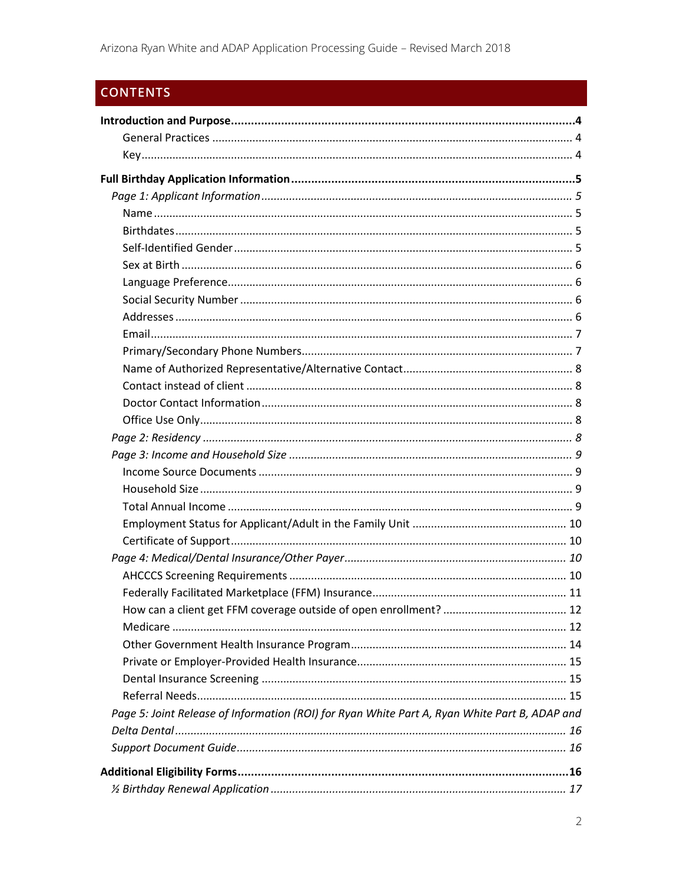## CONTENTS

**Introduction and Purpose** .......... **4**

- General Practices .......... 4
- Key .......... 4

**Full Birthday Application Information** .......... **5**

*Page 1: Applicant Information* .......... *5*

- Name .......... 5
- Birthdates .......... 5
- Self-Identified Gender .......... 5
- Sex at Birth .......... 6
- Language Preference .......... 6
- Social Security Number .......... 6
- Addresses .......... 6
- Email .......... 7
- Primary/Secondary Phone Numbers .......... 7
- Name of Authorized Representative/Alternative Contact .......... 8
- Contact instead of client .......... 8
- Doctor Contact Information .......... 8
- Office Use Only .......... 8

*Page 2: Residency* .......... *8*

*Page 3: Income and Household Size* .......... *9*

- Income Source Documents .......... 9
- Household Size .......... 9
- Total Annual Income .......... 9
- Employment Status for Applicant/Adult in the Family Unit .......... 10
- Certificate of Support .......... 10

*Page 4: Medical/Dental Insurance/Other Payer* .......... *10*

- AHCCCS Screening Requirements .......... 10
- Federally Facilitated Marketplace (FFM) Insurance .......... 11
- How can a client get FFM coverage outside of open enrollment? .......... 12
- Medicare .......... 12
- Other Government Health Insurance Program .......... 14
- Private or Employer-Provided Health Insurance .......... 15
- Dental Insurance Screening .......... 15
- Referral Needs .......... 15

*Page 5: Joint Release of Information (ROI) for Ryan White Part A, Ryan White Part B, ADAP and Delta Dental* .......... *16*

*Support Document Guide* .......... *16*

**Additional Eligibility Forms** .......... **16**

*½ Birthday Renewal Application* .......... *17*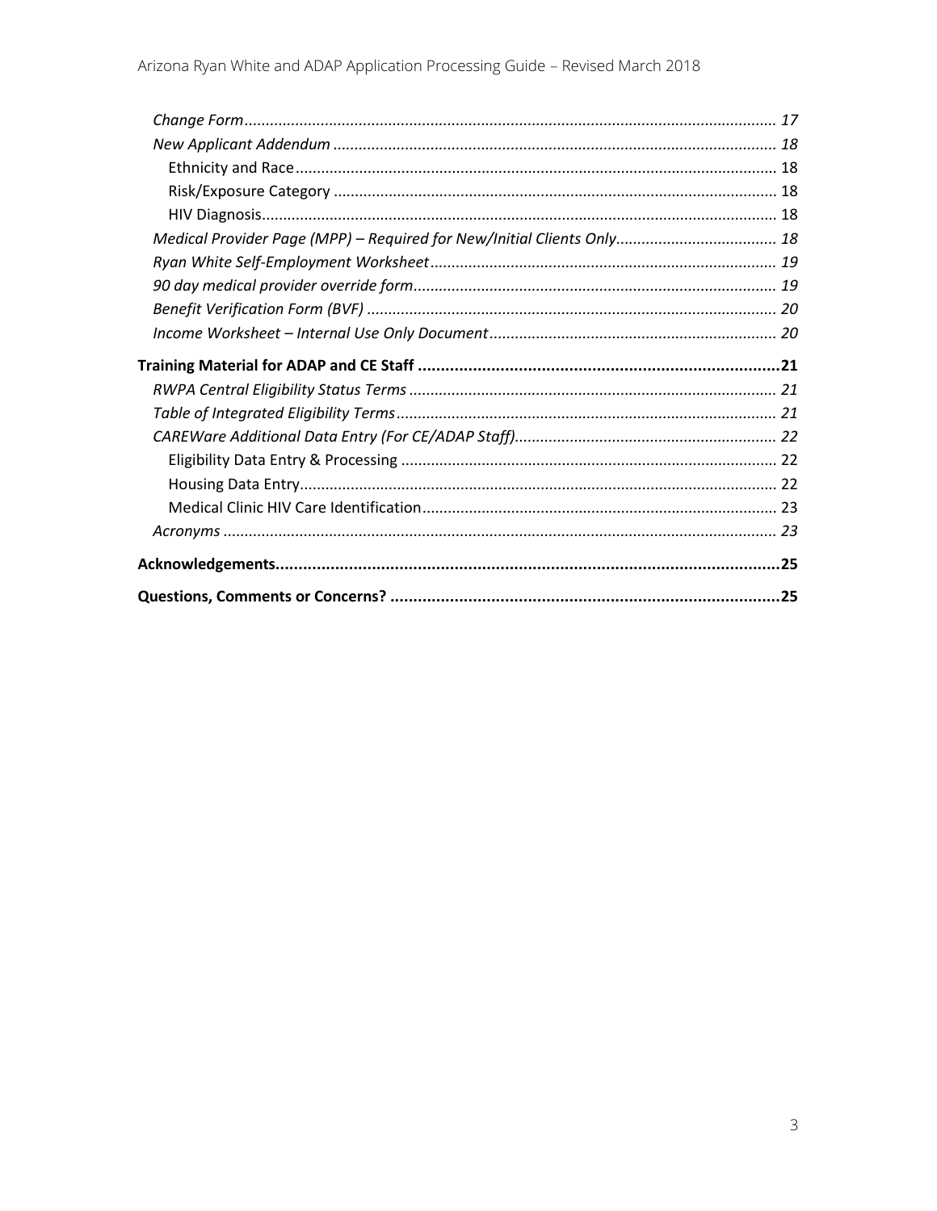*Change Form* ........ 17

*New Applicant Addendum* ........ 18

- Ethnicity and Race ........ 18
- Risk/Exposure Category ........ 18
- HIV Diagnosis ........ 18

*Medical Provider Page (MPP) – Required for New/Initial Clients Only* ........ 18

*Ryan White Self-Employment Worksheet* ........ 19

*90 day medical provider override form* ........ 19

*Benefit Verification Form (BVF)* ........ 20

*Income Worksheet – Internal Use Only Document* ........ 20

**Training Material for ADAP and CE Staff** ........ 21

*RWPA Central Eligibility Status Terms* ........ 21

*Table of Integrated Eligibility Terms* ........ 21

*CAREWare Additional Data Entry (For CE/ADAP Staff)* ........ 22

- Eligibility Data Entry & Processing ........ 22
- Housing Data Entry ........ 22
- Medical Clinic HIV Care Identification ........ 23

*Acronyms* ........ 23

**Acknowledgements** ........ 25

**Questions, Comments or Concerns?** ........ 25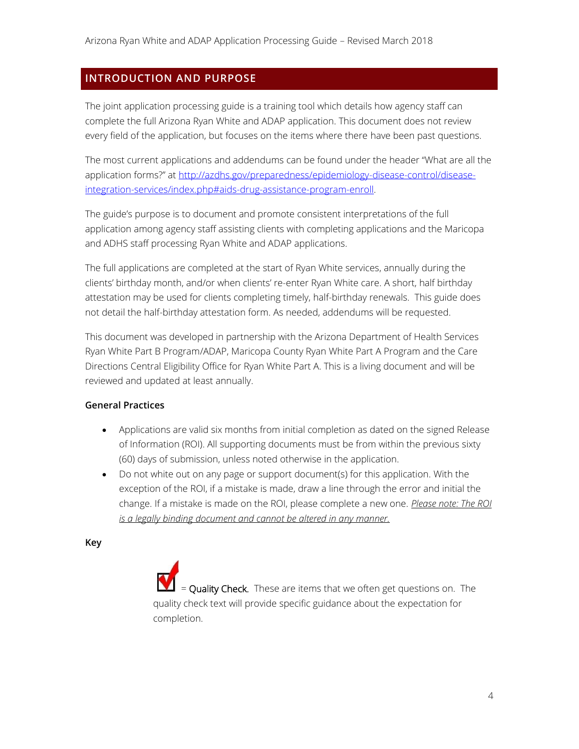## INTRODUCTION AND PURPOSE

The joint application processing guide is a training tool which details how agency staff can complete the full Arizona Ryan White and ADAP application. This document does not review every field of the application, but focuses on the items where there have been past questions.

The most current applications and addendums can be found under the header "What are all the application forms?" at [http://azdhs.gov/preparedness/epidemiology-disease-control/disease-integration-services/index.php#aids-drug-assistance-program-enroll](http://azdhs.gov/preparedness/epidemiology-disease-control/disease-integration-services/index.php#aids-drug-assistance-program-enroll).

The guide's purpose is to document and promote consistent interpretations of the full application among agency staff assisting clients with completing applications and the Maricopa and ADHS staff processing Ryan White and ADAP applications.

The full applications are completed at the start of Ryan White services, annually during the clients' birthday month, and/or when clients' re-enter Ryan White care. A short, half birthday attestation may be used for clients completing timely, half-birthday renewals. This guide does not detail the half-birthday attestation form. As needed, addendums will be requested.

This document was developed in partnership with the Arizona Department of Health Services Ryan White Part B Program/ADAP, Maricopa County Ryan White Part A Program and the Care Directions Central Eligibility Office for Ryan White Part A. This is a living document and will be reviewed and updated at least annually.

### General Practices

- Applications are valid six months from initial completion as dated on the signed Release of Information (ROI). All supporting documents must be from within the previous sixty (60) days of submission, unless noted otherwise in the application.
- Do not white out on any page or support document(s) for this application. With the exception of the ROI, if a mistake is made, draw a line through the error and initial the change. If a mistake is made on the ROI, please complete a new one. *Please note: The ROI is a legally binding document and cannot be altered in any manner.*

### Key

☑ = Quality Check. These are items that we often get questions on. The quality check text will provide specific guidance about the expectation for completion.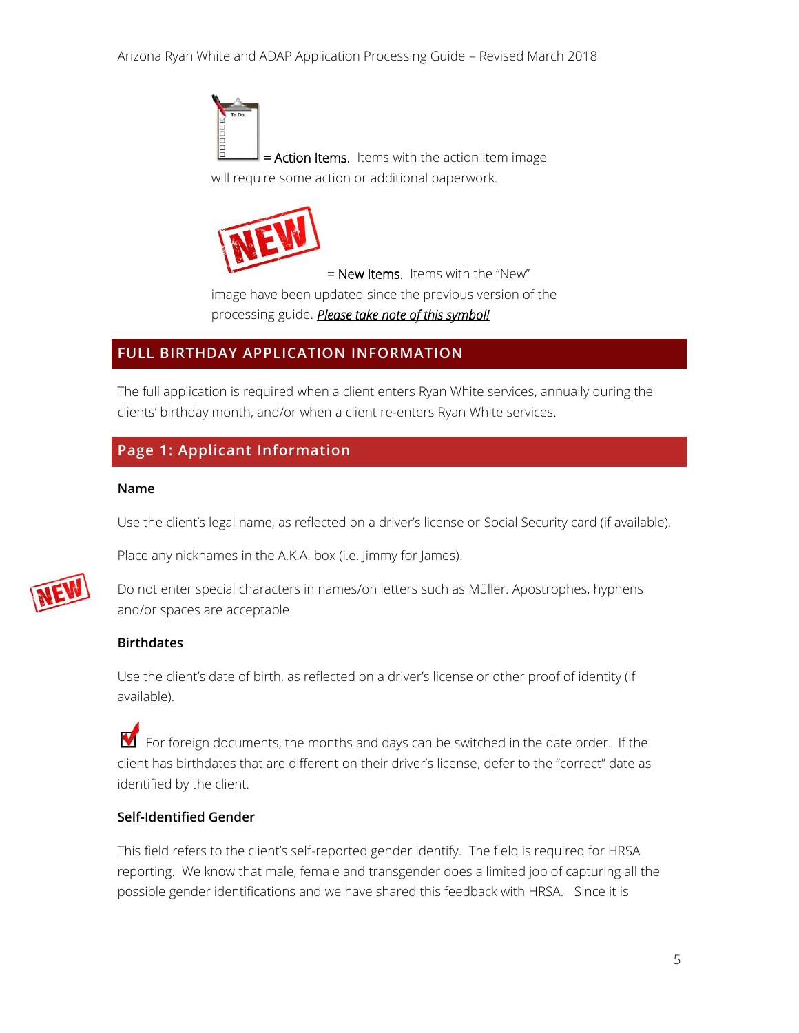= **Action Items.** Items with the action item image will require some action or additional paperwork.

= **New Items.** Items with the "New" image have been updated since the previous version of the processing guide. ***Please take note of this symbol!***

## FULL BIRTHDAY APPLICATION INFORMATION

The full application is required when a client enters Ryan White services, annually during the clients' birthday month, and/or when a client re-enters Ryan White services.

### Page 1: Applicant Information

**Name**

Use the client's legal name, as reflected on a driver's license or Social Security card (if available).

Place any nicknames in the A.K.A. box (i.e. Jimmy for James).

Do not enter special characters in names/on letters such as Müller. Apostrophes, hyphens and/or spaces are acceptable.

**Birthdates**

Use the client's date of birth, as reflected on a driver's license or other proof of identity (if available).

For foreign documents, the months and days can be switched in the date order. If the client has birthdates that are different on their driver's license, defer to the "correct" date as identified by the client.

**Self-Identified Gender**

This field refers to the client's self-reported gender identify. The field is required for HRSA reporting. We know that male, female and transgender does a limited job of capturing all the possible gender identifications and we have shared this feedback with HRSA. Since it is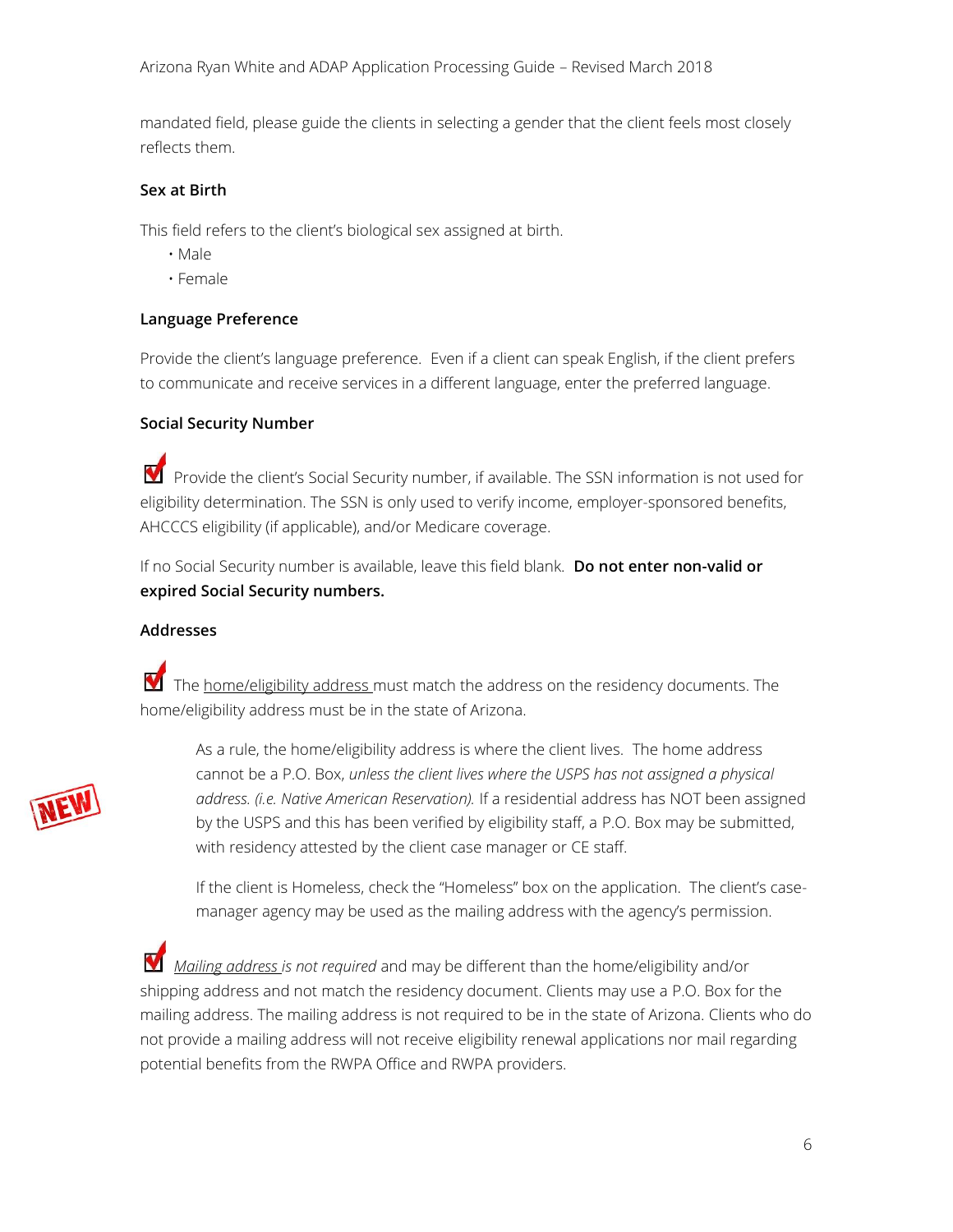mandated field, please guide the clients in selecting a gender that the client feels most closely reflects them.

### Sex at Birth

This field refers to the client's biological sex assigned at birth.

- Male
- Female

### Language Preference

Provide the client's language preference. Even if a client can speak English, if the client prefers to communicate and receive services in a different language, enter the preferred language.

### Social Security Number

☑ Provide the client's Social Security number, if available. The SSN information is not used for eligibility determination. The SSN is only used to verify income, employer-sponsored benefits, AHCCCS eligibility (if applicable), and/or Medicare coverage.

If no Social Security number is available, leave this field blank. **Do not enter non-valid or expired Social Security numbers.**

### Addresses

☑ The home/eligibility address must match the address on the residency documents. The home/eligibility address must be in the state of Arizona.

> NEW
>
> As a rule, the home/eligibility address is where the client lives. The home address cannot be a P.O. Box, *unless the client lives where the USPS has not assigned a physical address. (i.e. Native American Reservation).* If a residential address has NOT been assigned by the USPS and this has been verified by eligibility staff, a P.O. Box may be submitted, with residency attested by the client case manager or CE staff.
>
> If the client is Homeless, check the "Homeless" box on the application. The client's case-manager agency may be used as the mailing address with the agency's permission.

☑ *Mailing address is not required* and may be different than the home/eligibility and/or shipping address and not match the residency document. Clients may use a P.O. Box for the mailing address. The mailing address is not required to be in the state of Arizona. Clients who do not provide a mailing address will not receive eligibility renewal applications nor mail regarding potential benefits from the RWPA Office and RWPA providers.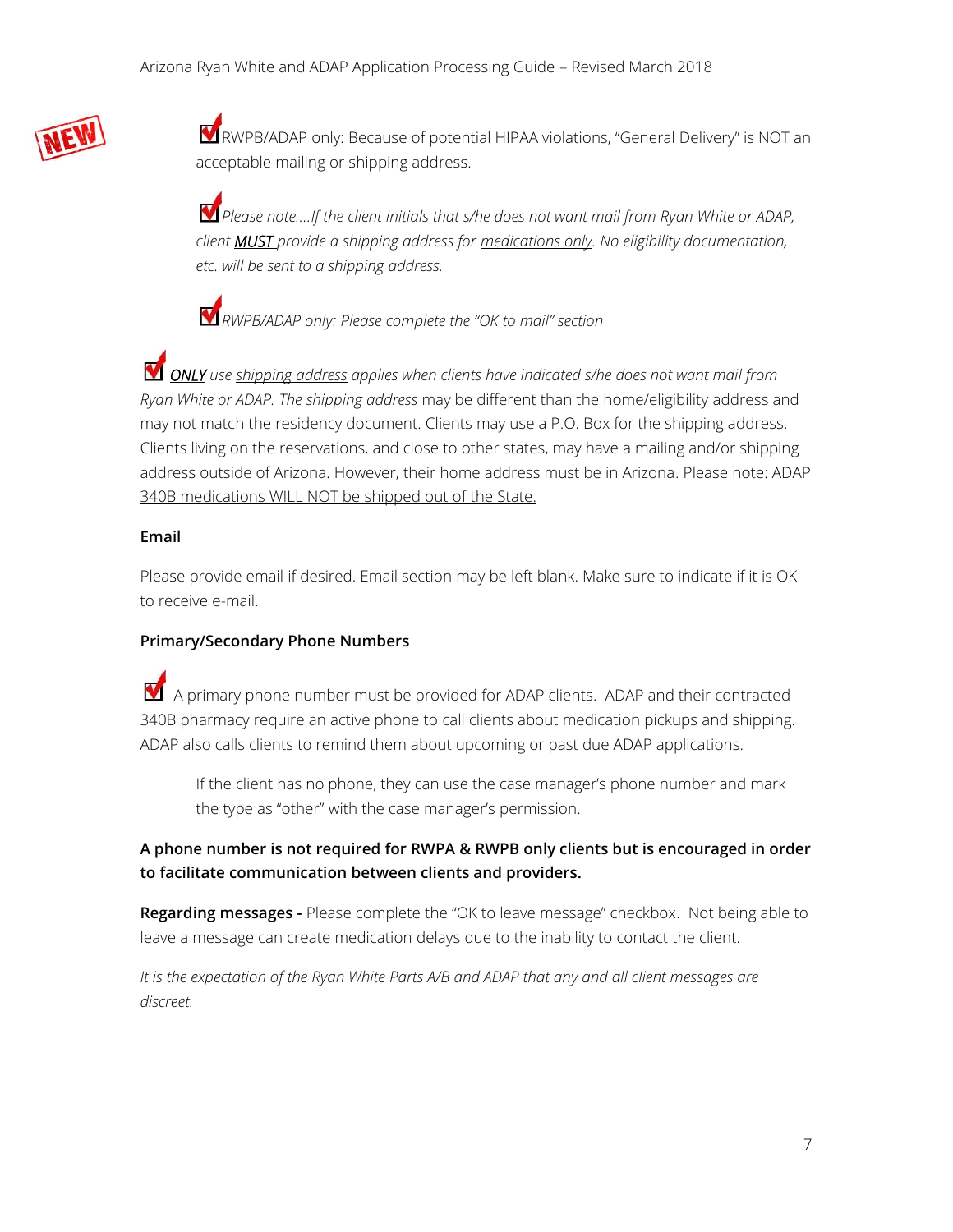NEW

☑ RWPB/ADAP only: Because of potential HIPAA violations, "General Delivery" is NOT an acceptable mailing or shipping address.

☑ *Please note....If the client initials that s/he does not want mail from Ryan White or ADAP, client **MUST** provide a shipping address for medications only. No eligibility documentation, etc. will be sent to a shipping address.*

☑ *RWPB/ADAP only: Please complete the "OK to mail" section*

☑ *ONLY use shipping address applies when clients have indicated s/he does not want mail from Ryan White or ADAP. The shipping address* may be different than the home/eligibility address and may not match the residency document. Clients may use a P.O. Box for the shipping address. Clients living on the reservations, and close to other states, may have a mailing and/or shipping address outside of Arizona. However, their home address must be in Arizona. Please note: ADAP 340B medications WILL NOT be shipped out of the State.

**Email**

Please provide email if desired. Email section may be left blank. Make sure to indicate if it is OK to receive e-mail.

**Primary/Secondary Phone Numbers**

☑ A primary phone number must be provided for ADAP clients. ADAP and their contracted 340B pharmacy require an active phone to call clients about medication pickups and shipping. ADAP also calls clients to remind them about upcoming or past due ADAP applications.

If the client has no phone, they can use the case manager's phone number and mark the type as "other" with the case manager's permission.

**A phone number is not required for RWPA & RWPB only clients but is encouraged in order to facilitate communication between clients and providers.**

**Regarding messages -** Please complete the "OK to leave message" checkbox. Not being able to leave a message can create medication delays due to the inability to contact the client.

*It is the expectation of the Ryan White Parts A/B and ADAP that any and all client messages are discreet.*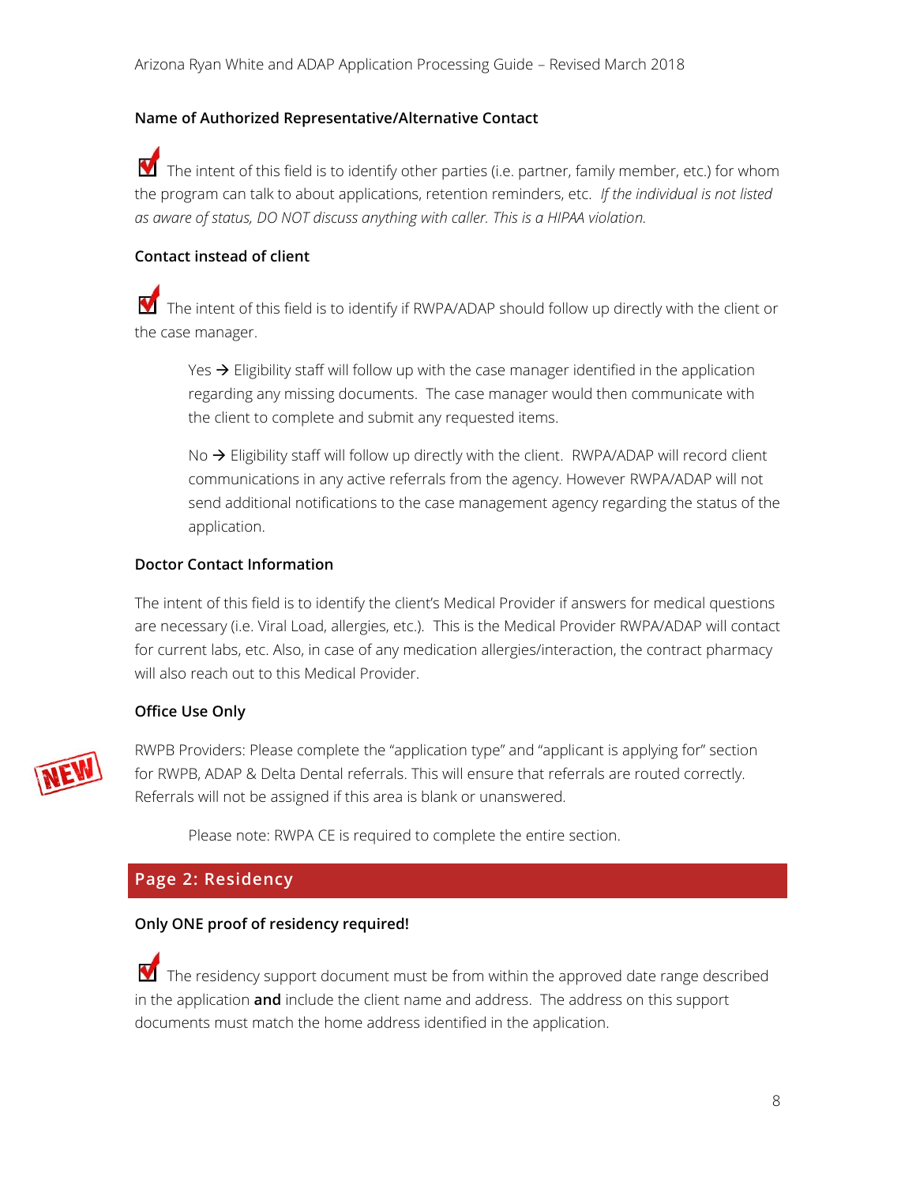### Name of Authorized Representative/Alternative Contact

☑ The intent of this field is to identify other parties (i.e. partner, family member, etc.) for whom the program can talk to about applications, retention reminders, etc. *If the individual is not listed as aware of status, DO NOT discuss anything with caller. This is a HIPAA violation.*

### Contact instead of client

☑ The intent of this field is to identify if RWPA/ADAP should follow up directly with the client or the case manager.

> Yes → Eligibility staff will follow up with the case manager identified in the application regarding any missing documents. The case manager would then communicate with the client to complete and submit any requested items.
>
> No → Eligibility staff will follow up directly with the client. RWPA/ADAP will record client communications in any active referrals from the agency. However RWPA/ADAP will not send additional notifications to the case management agency regarding the status of the application.

### Doctor Contact Information

The intent of this field is to identify the client's Medical Provider if answers for medical questions are necessary (i.e. Viral Load, allergies, etc.). This is the Medical Provider RWPA/ADAP will contact for current labs, etc. Also, in case of any medication allergies/interaction, the contract pharmacy will also reach out to this Medical Provider.

### Office Use Only

NEW

RWPB Providers: Please complete the "application type" and "applicant is applying for" section for RWPB, ADAP & Delta Dental referrals. This will ensure that referrals are routed correctly. Referrals will not be assigned if this area is blank or unanswered.

> Please note: RWPA CE is required to complete the entire section.

## Page 2: Residency

### Only ONE proof of residency required!

☑ The residency support document must be from within the approved date range described in the application **and** include the client name and address. The address on this support documents must match the home address identified in the application.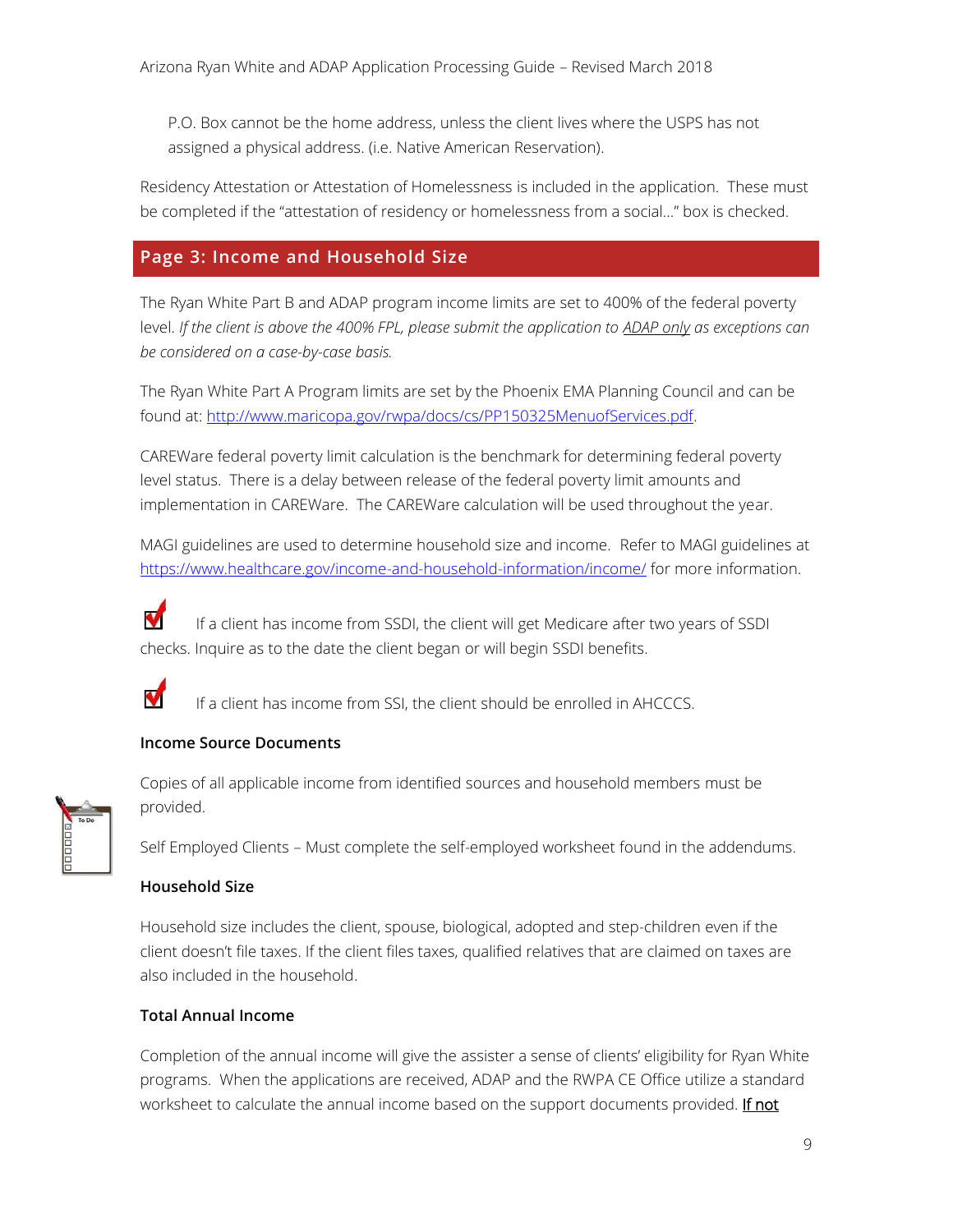P.O. Box cannot be the home address, unless the client lives where the USPS has not assigned a physical address. (i.e. Native American Reservation).

Residency Attestation or Attestation of Homelessness is included in the application. These must be completed if the "attestation of residency or homelessness from a social…" box is checked.

## Page 3: Income and Household Size

The Ryan White Part B and ADAP program income limits are set to 400% of the federal poverty level. *If the client is above the 400% FPL, please submit the application to ADAP only as exceptions can be considered on a case-by-case basis.*

The Ryan White Part A Program limits are set by the Phoenix EMA Planning Council and can be found at: http://www.maricopa.gov/rwpa/docs/cs/PP150325MenuofServices.pdf.

CAREWare federal poverty limit calculation is the benchmark for determining federal poverty level status. There is a delay between release of the federal poverty limit amounts and implementation in CAREWare. The CAREWare calculation will be used throughout the year.

MAGI guidelines are used to determine household size and income. Refer to MAGI guidelines at https://www.healthcare.gov/income-and-household-information/income/ for more information.

- If a client has income from SSDI, the client will get Medicare after two years of SSDI checks. Inquire as to the date the client began or will begin SSDI benefits.
- If a client has income from SSI, the client should be enrolled in AHCCCS.

### Income Source Documents

Copies of all applicable income from identified sources and household members must be provided.

Self Employed Clients – Must complete the self-employed worksheet found in the addendums.

### Household Size

Household size includes the client, spouse, biological, adopted and step-children even if the client doesn't file taxes. If the client files taxes, qualified relatives that are claimed on taxes are also included in the household.

### Total Annual Income

Completion of the annual income will give the assister a sense of clients' eligibility for Ryan White programs. When the applications are received, ADAP and the RWPA CE Office utilize a standard worksheet to calculate the annual income based on the support documents provided. If not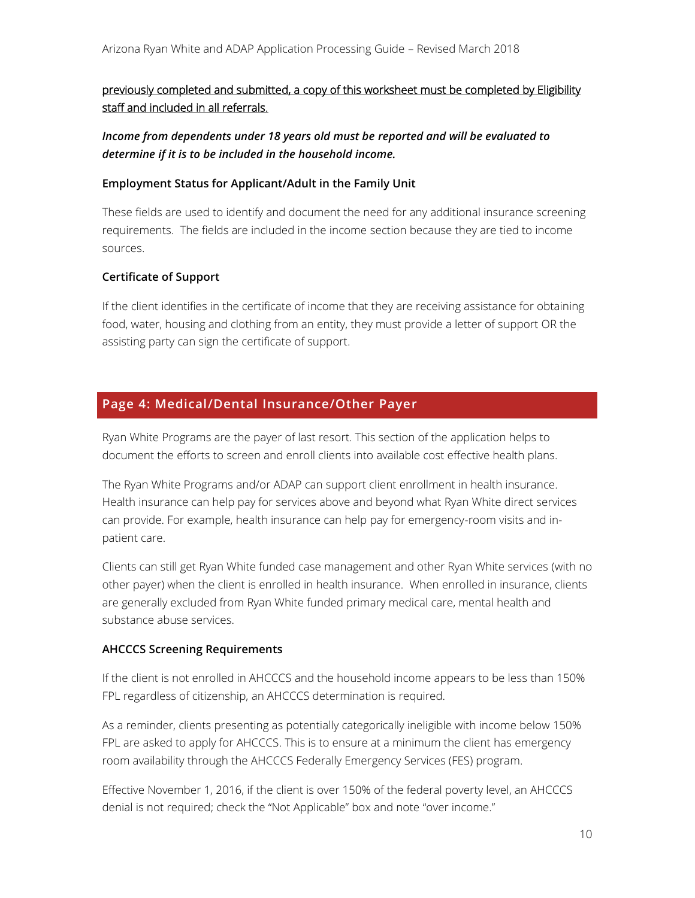<u>previously completed and submitted, a copy of this worksheet must be completed by Eligibility staff and included in all referrals.</u>

***Income from dependents under 18 years old must be reported and will be evaluated to determine if it is to be included in the household income.***

**Employment Status for Applicant/Adult in the Family Unit**

These fields are used to identify and document the need for any additional insurance screening requirements. The fields are included in the income section because they are tied to income sources.

**Certificate of Support**

If the client identifies in the certificate of income that they are receiving assistance for obtaining food, water, housing and clothing from an entity, they must provide a letter of support OR the assisting party can sign the certificate of support.

## Page 4: Medical/Dental Insurance/Other Payer

Ryan White Programs are the payer of last resort. This section of the application helps to document the efforts to screen and enroll clients into available cost effective health plans.

The Ryan White Programs and/or ADAP can support client enrollment in health insurance. Health insurance can help pay for services above and beyond what Ryan White direct services can provide. For example, health insurance can help pay for emergency-room visits and in-patient care.

Clients can still get Ryan White funded case management and other Ryan White services (with no other payer) when the client is enrolled in health insurance. When enrolled in insurance, clients are generally excluded from Ryan White funded primary medical care, mental health and substance abuse services.

**AHCCCS Screening Requirements**

If the client is not enrolled in AHCCCS and the household income appears to be less than 150% FPL regardless of citizenship, an AHCCCS determination is required.

As a reminder, clients presenting as potentially categorically ineligible with income below 150% FPL are asked to apply for AHCCCS. This is to ensure at a minimum the client has emergency room availability through the AHCCCS Federally Emergency Services (FES) program.

Effective November 1, 2016, if the client is over 150% of the federal poverty level, an AHCCCS denial is not required; check the "Not Applicable" box and note "over income."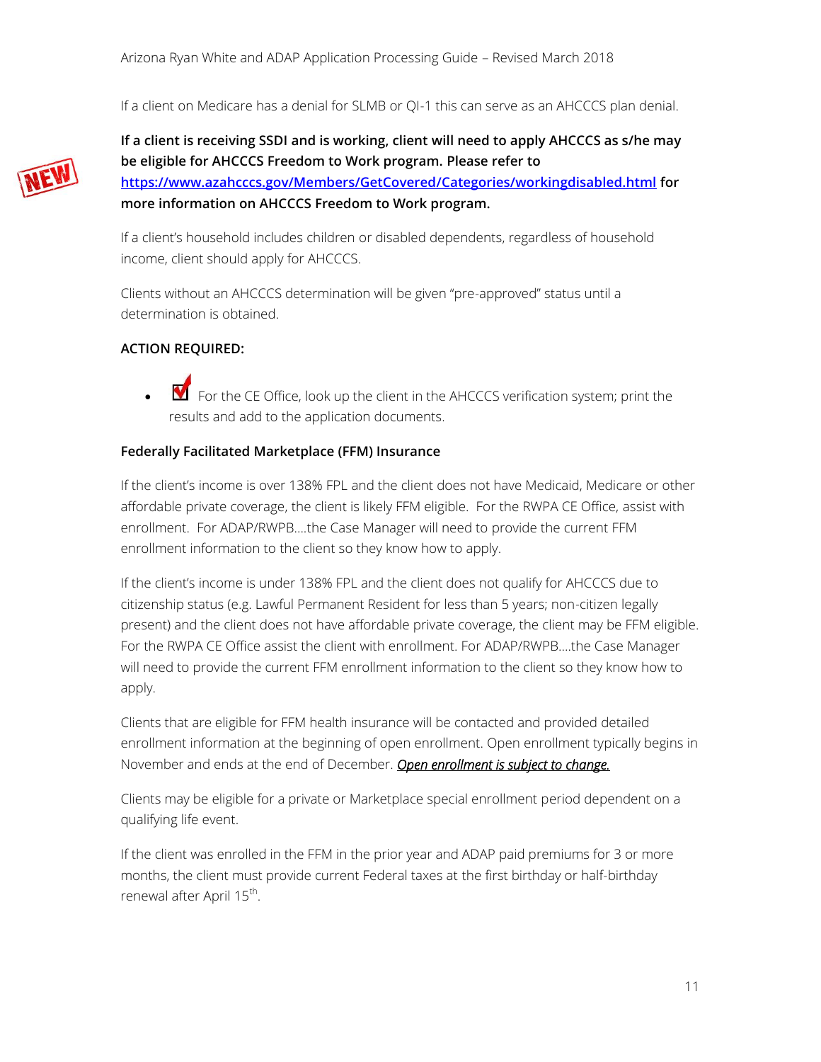If a client on Medicare has a denial for SLMB or QI-1 this can serve as an AHCCCS plan denial.

**If a client is receiving SSDI and is working, client will need to apply AHCCCS as s/he may be eligible for AHCCCS Freedom to Work program. Please refer to https://www.azahcccs.gov/Members/GetCovered/Categories/workingdisabled.html for more information on AHCCCS Freedom to Work program.**

If a client's household includes children or disabled dependents, regardless of household income, client should apply for AHCCCS.

Clients without an AHCCCS determination will be given "pre-approved" status until a determination is obtained.

**ACTION REQUIRED:**

- ☑ For the CE Office, look up the client in the AHCCCS verification system; print the results and add to the application documents.

**Federally Facilitated Marketplace (FFM) Insurance**

If the client's income is over 138% FPL and the client does not have Medicaid, Medicare or other affordable private coverage, the client is likely FFM eligible. For the RWPA CE Office, assist with enrollment. For ADAP/RWPB….the Case Manager will need to provide the current FFM enrollment information to the client so they know how to apply.

If the client's income is under 138% FPL and the client does not qualify for AHCCCS due to citizenship status (e.g. Lawful Permanent Resident for less than 5 years; non-citizen legally present) and the client does not have affordable private coverage, the client may be FFM eligible. For the RWPA CE Office assist the client with enrollment. For ADAP/RWPB….the Case Manager will need to provide the current FFM enrollment information to the client so they know how to apply.

Clients that are eligible for FFM health insurance will be contacted and provided detailed enrollment information at the beginning of open enrollment. Open enrollment typically begins in November and ends at the end of December. ***Open enrollment is subject to change.***

Clients may be eligible for a private or Marketplace special enrollment period dependent on a qualifying life event.

If the client was enrolled in the FFM in the prior year and ADAP paid premiums for 3 or more months, the client must provide current Federal taxes at the first birthday or half-birthday renewal after April 15th.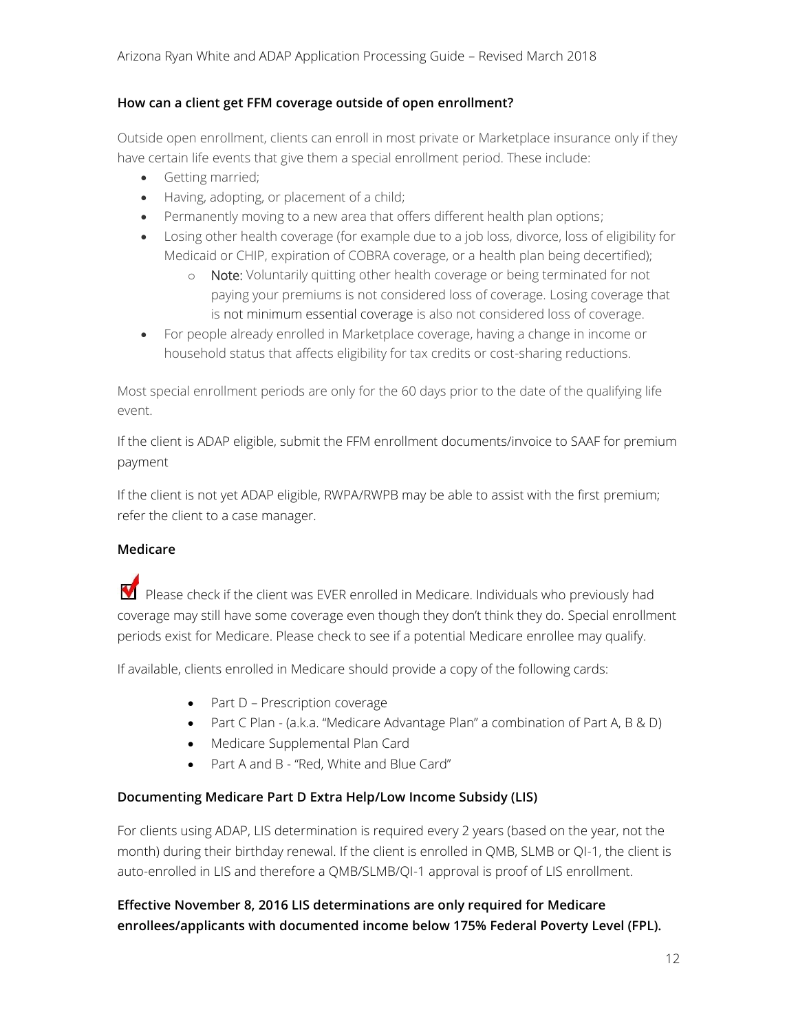### How can a client get FFM coverage outside of open enrollment?

Outside open enrollment, clients can enroll in most private or Marketplace insurance only if they have certain life events that give them a special enrollment period. These include:

- Getting married;
- Having, adopting, or placement of a child;
- Permanently moving to a new area that offers different health plan options;
- Losing other health coverage (for example due to a job loss, divorce, loss of eligibility for Medicaid or CHIP, expiration of COBRA coverage, or a health plan being decertified);
    - Note: Voluntarily quitting other health coverage or being terminated for not paying your premiums is not considered loss of coverage. Losing coverage that is not minimum essential coverage is also not considered loss of coverage.
- For people already enrolled in Marketplace coverage, having a change in income or household status that affects eligibility for tax credits or cost-sharing reductions.

Most special enrollment periods are only for the 60 days prior to the date of the qualifying life event.

If the client is ADAP eligible, submit the FFM enrollment documents/invoice to SAAF for premium payment

If the client is not yet ADAP eligible, RWPA/RWPB may be able to assist with the first premium; refer the client to a case manager.

### Medicare

☑ Please check if the client was EVER enrolled in Medicare. Individuals who previously had coverage may still have some coverage even though they don't think they do. Special enrollment periods exist for Medicare. Please check to see if a potential Medicare enrollee may qualify.

If available, clients enrolled in Medicare should provide a copy of the following cards:

- Part D – Prescription coverage
- Part C Plan - (a.k.a. "Medicare Advantage Plan" a combination of Part A, B & D)
- Medicare Supplemental Plan Card
- Part A and B - "Red, White and Blue Card"

### Documenting Medicare Part D Extra Help/Low Income Subsidy (LIS)

For clients using ADAP, LIS determination is required every 2 years (based on the year, not the month) during their birthday renewal. If the client is enrolled in QMB, SLMB or QI-1, the client is auto-enrolled in LIS and therefore a QMB/SLMB/QI-1 approval is proof of LIS enrollment.

**Effective November 8, 2016 LIS determinations are only required for Medicare enrollees/applicants with documented income below 175% Federal Poverty Level (FPL).**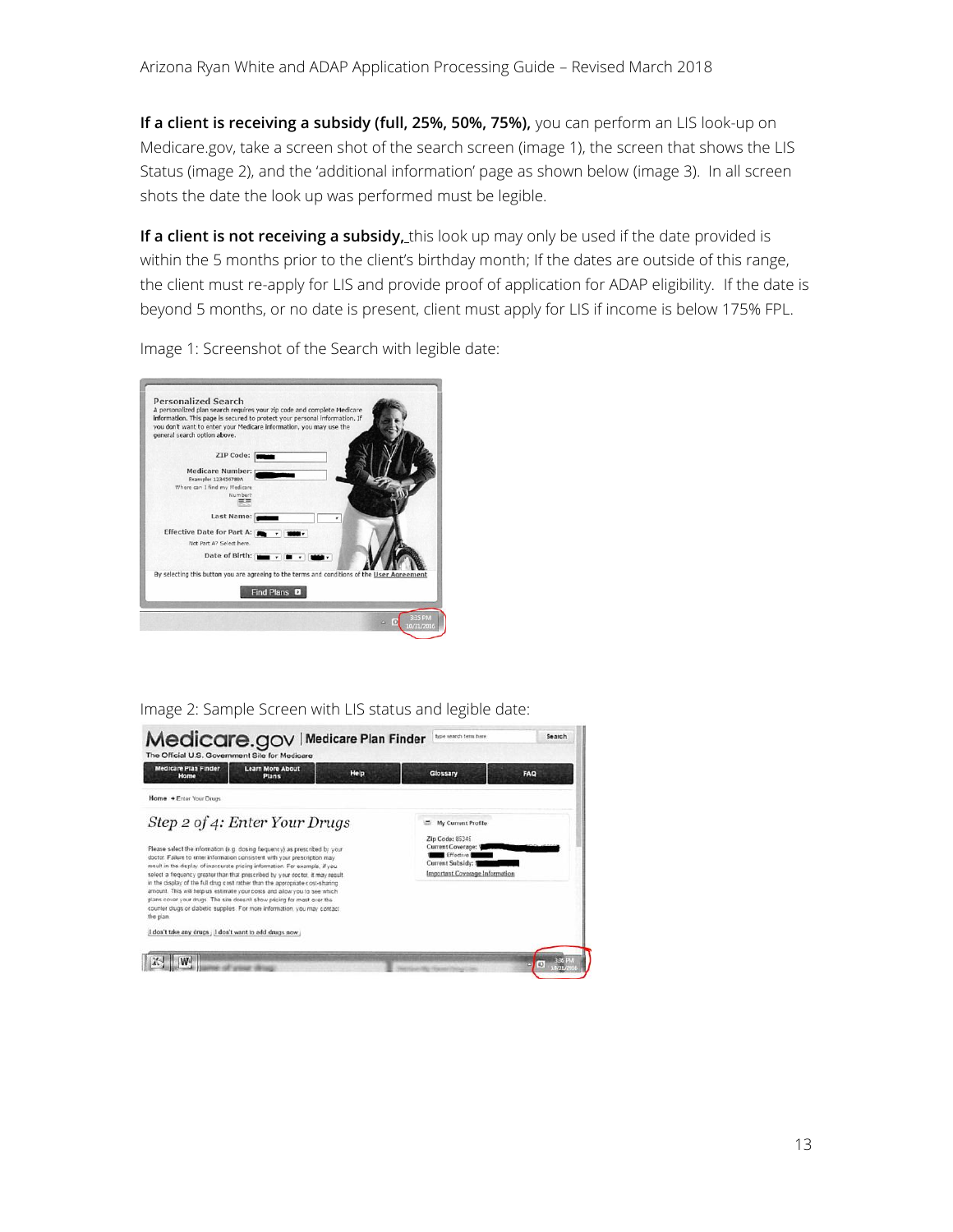**If a client is receiving a subsidy (full, 25%, 50%, 75%),** you can perform an LIS look-up on Medicare.gov, take a screen shot of the search screen (image 1), the screen that shows the LIS Status (image 2), and the 'additional information' page as shown below (image 3). In all screen shots the date the look up was performed must be legible.

**If a client is not receiving a subsidy,** this look up may only be used if the date provided is within the 5 months prior to the client's birthday month; If the dates are outside of this range, the client must re-apply for LIS and provide proof of application for ADAP eligibility. If the date is beyond 5 months, or no date is present, client must apply for LIS if income is below 175% FPL.

Image 1: Screenshot of the Search with legible date:

Image 2: Sample Screen with LIS status and legible date: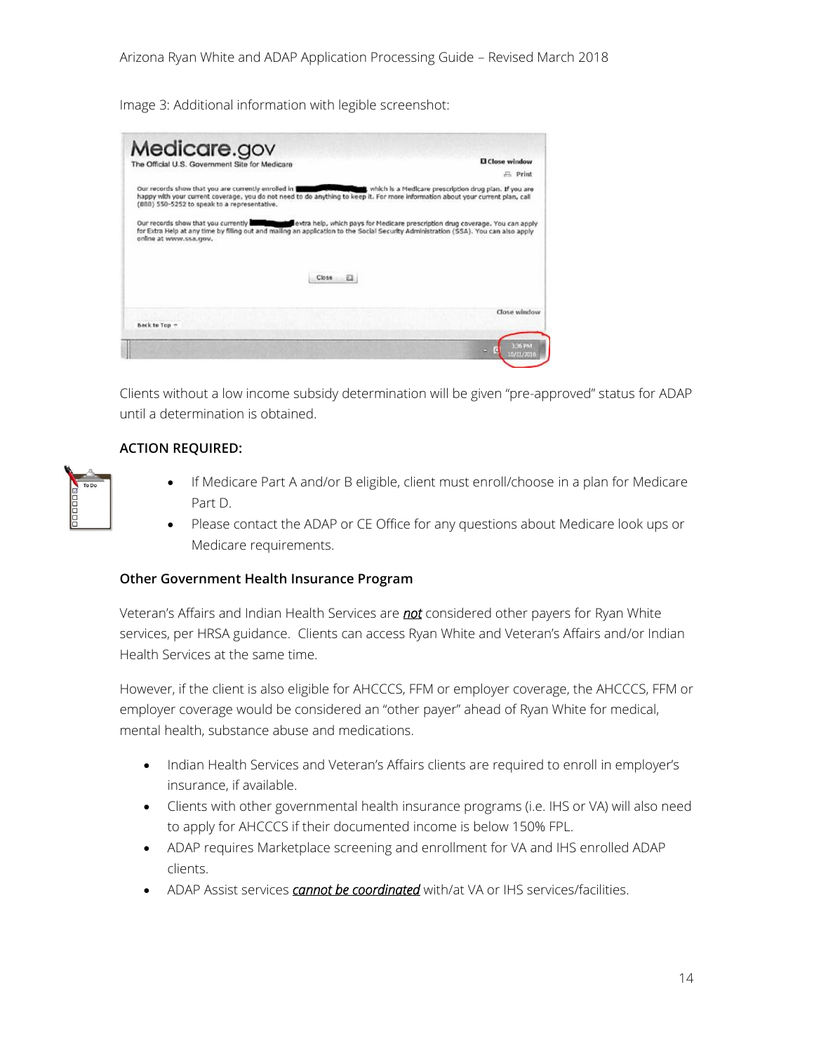Image 3: Additional information with legible screenshot:

Clients without a low income subsidy determination will be given "pre-approved" status for ADAP until a determination is obtained.

**ACTION REQUIRED:**

- If Medicare Part A and/or B eligible, client must enroll/choose in a plan for Medicare Part D.
- Please contact the ADAP or CE Office for any questions about Medicare look ups or Medicare requirements.

**Other Government Health Insurance Program**

Veteran's Affairs and Indian Health Services are ***not*** considered other payers for Ryan White services, per HRSA guidance. Clients can access Ryan White and Veteran's Affairs and/or Indian Health Services at the same time.

However, if the client is also eligible for AHCCCS, FFM or employer coverage, the AHCCCS, FFM or employer coverage would be considered an "other payer" ahead of Ryan White for medical, mental health, substance abuse and medications.

- Indian Health Services and Veteran's Affairs clients are required to enroll in employer's insurance, if available.
- Clients with other governmental health insurance programs (i.e. IHS or VA) will also need to apply for AHCCCS if their documented income is below 150% FPL.
- ADAP requires Marketplace screening and enrollment for VA and IHS enrolled ADAP clients.
- ADAP Assist services ***cannot be coordinated*** with/at VA or IHS services/facilities.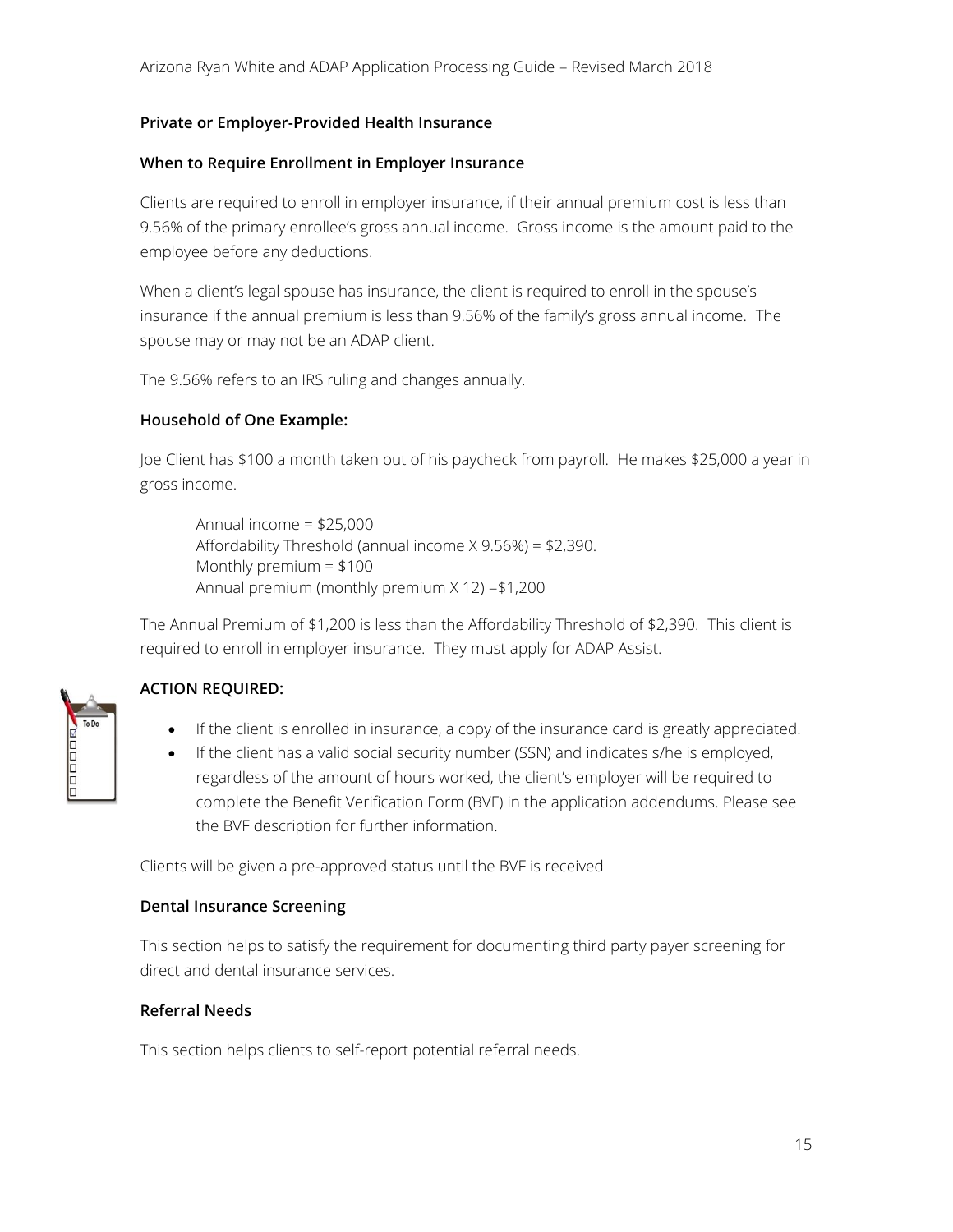**Private or Employer-Provided Health Insurance**

**When to Require Enrollment in Employer Insurance**

Clients are required to enroll in employer insurance, if their annual premium cost is less than 9.56% of the primary enrollee's gross annual income. Gross income is the amount paid to the employee before any deductions.

When a client's legal spouse has insurance, the client is required to enroll in the spouse's insurance if the annual premium is less than 9.56% of the family's gross annual income. The spouse may or may not be an ADAP client.

The 9.56% refers to an IRS ruling and changes annually.

**Household of One Example:**

Joe Client has $100 a month taken out of his paycheck from payroll. He makes $25,000 a year in gross income.

> Annual income = $25,000
> Affordability Threshold (annual income X 9.56%) = $2,390.
> Monthly premium = $100
> Annual premium (monthly premium X 12) =$1,200

The Annual Premium of $1,200 is less than the Affordability Threshold of $2,390. This client is required to enroll in employer insurance. They must apply for ADAP Assist.

**ACTION REQUIRED:**

- If the client is enrolled in insurance, a copy of the insurance card is greatly appreciated.
- If the client has a valid social security number (SSN) and indicates s/he is employed, regardless of the amount of hours worked, the client's employer will be required to complete the Benefit Verification Form (BVF) in the application addendums. Please see the BVF description for further information.

Clients will be given a pre-approved status until the BVF is received

**Dental Insurance Screening**

This section helps to satisfy the requirement for documenting third party payer screening for direct and dental insurance services.

**Referral Needs**

This section helps clients to self-report potential referral needs.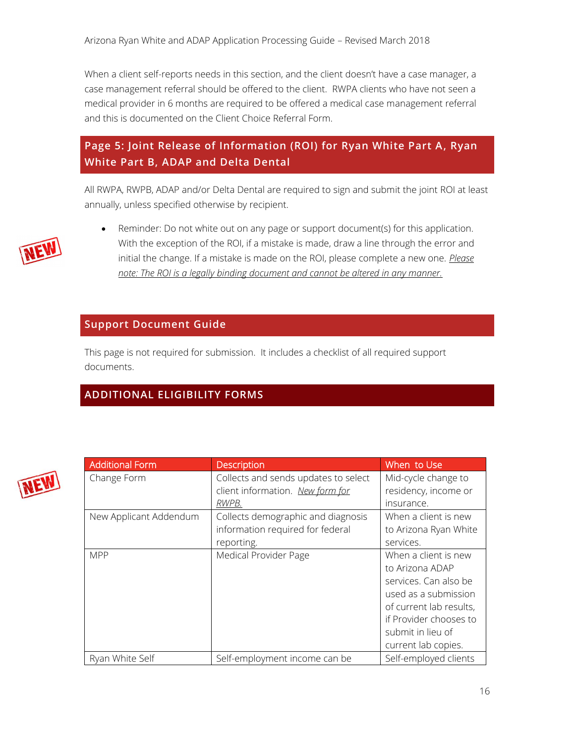When a client self-reports needs in this section, and the client doesn't have a case manager, a case management referral should be offered to the client. RWPA clients who have not seen a medical provider in 6 months are required to be offered a medical case management referral and this is documented on the Client Choice Referral Form.

## Page 5: Joint Release of Information (ROI) for Ryan White Part A, Ryan White Part B, ADAP and Delta Dental

All RWPA, RWPB, ADAP and/or Delta Dental are required to sign and submit the joint ROI at least annually, unless specified otherwise by recipient.

NEW

- Reminder: Do not white out on any page or support document(s) for this application. With the exception of the ROI, if a mistake is made, draw a line through the error and initial the change. If a mistake is made on the ROI, please complete a new one. *Please note: The ROI is a legally binding document and cannot be altered in any manner.*

## Support Document Guide

This page is not required for submission. It includes a checklist of all required support documents.

## ADDITIONAL ELIGIBILITY FORMS

NEW

| Additional Form | Description | When to Use |
|---|---|---|
| Change Form | Collects and sends updates to select client information. *New form for RWPB.* | Mid-cycle change to residency, income or insurance. |
| New Applicant Addendum | Collects demographic and diagnosis information required for federal reporting. | When a client is new to Arizona Ryan White services. |
| MPP | Medical Provider Page | When a client is new to Arizona ADAP services. Can also be used as a submission of current lab results, if Provider chooses to submit in lieu of current lab copies. |
| Ryan White Self | Self-employment income can be | Self-employed clients |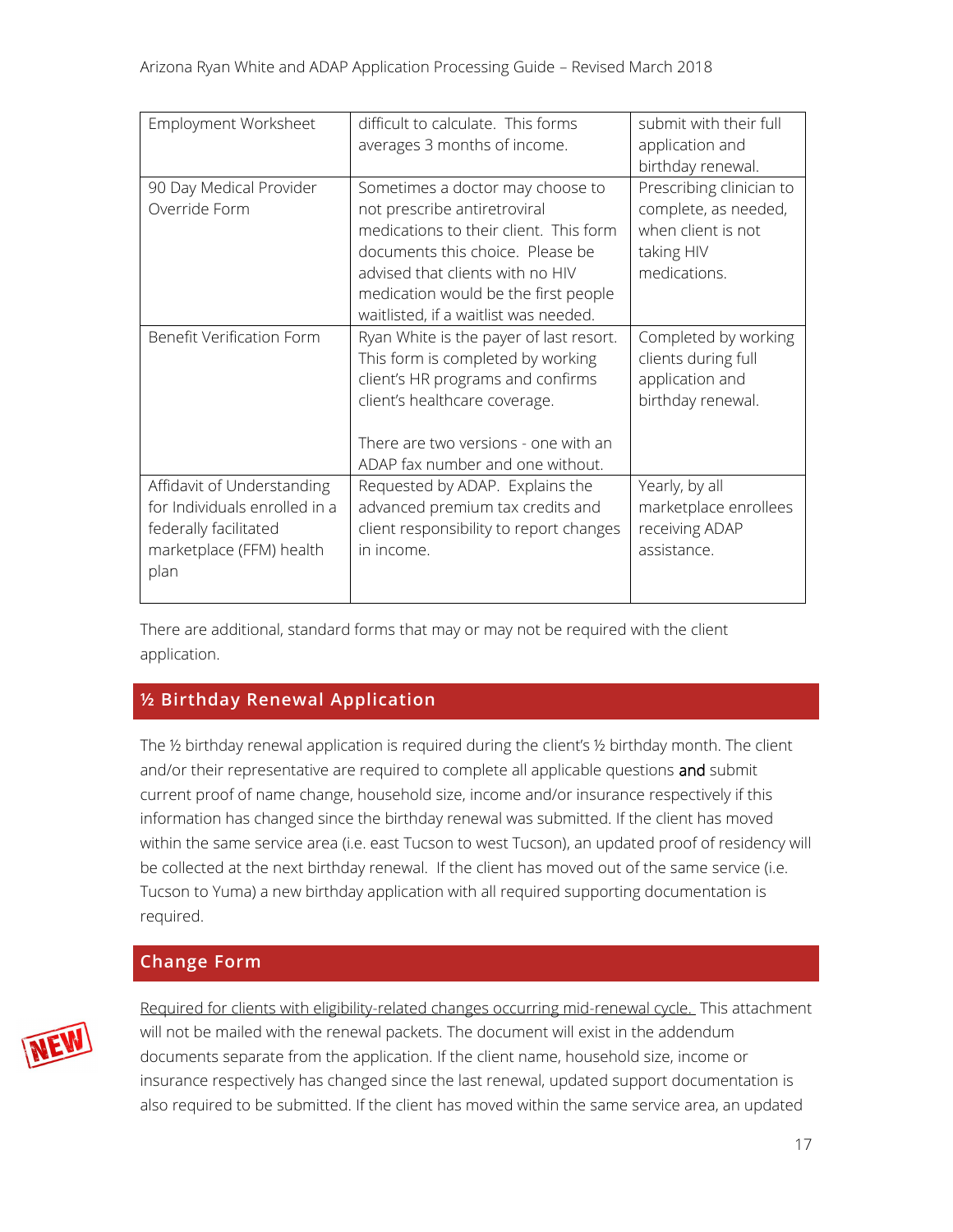| Employment Worksheet | difficult to calculate. This forms averages 3 months of income. | submit with their full application and birthday renewal. |
|---|---|---|
| 90 Day Medical Provider Override Form | Sometimes a doctor may choose to not prescribe antiretroviral medications to their client. This form documents this choice. Please be advised that clients with no HIV medication would be the first people waitlisted, if a waitlist was needed. | Prescribing clinician to complete, as needed, when client is not taking HIV medications. |
| Benefit Verification Form | Ryan White is the payer of last resort. This form is completed by working client's HR programs and confirms client's healthcare coverage.<br><br>There are two versions - one with an ADAP fax number and one without. | Completed by working clients during full application and birthday renewal. |
| Affidavit of Understanding for Individuals enrolled in a federally facilitated marketplace (FFM) health plan | Requested by ADAP. Explains the advanced premium tax credits and client responsibility to report changes in income. | Yearly, by all marketplace enrollees receiving ADAP assistance. |

There are additional, standard forms that may or may not be required with the client application.

## ½ Birthday Renewal Application

The ½ birthday renewal application is required during the client's ½ birthday month. The client and/or their representative are required to complete all applicable questions **and** submit current proof of name change, household size, income and/or insurance respectively if this information has changed since the birthday renewal was submitted. If the client has moved within the same service area (i.e. east Tucson to west Tucson), an updated proof of residency will be collected at the next birthday renewal. If the client has moved out of the same service (i.e. Tucson to Yuma) a new birthday application with all required supporting documentation is required.

## Change Form

NEW

Required for clients with eligibility-related changes occurring mid-renewal cycle. This attachment will not be mailed with the renewal packets. The document will exist in the addendum documents separate from the application. If the client name, household size, income or insurance respectively has changed since the last renewal, updated support documentation is also required to be submitted. If the client has moved within the same service area, an updated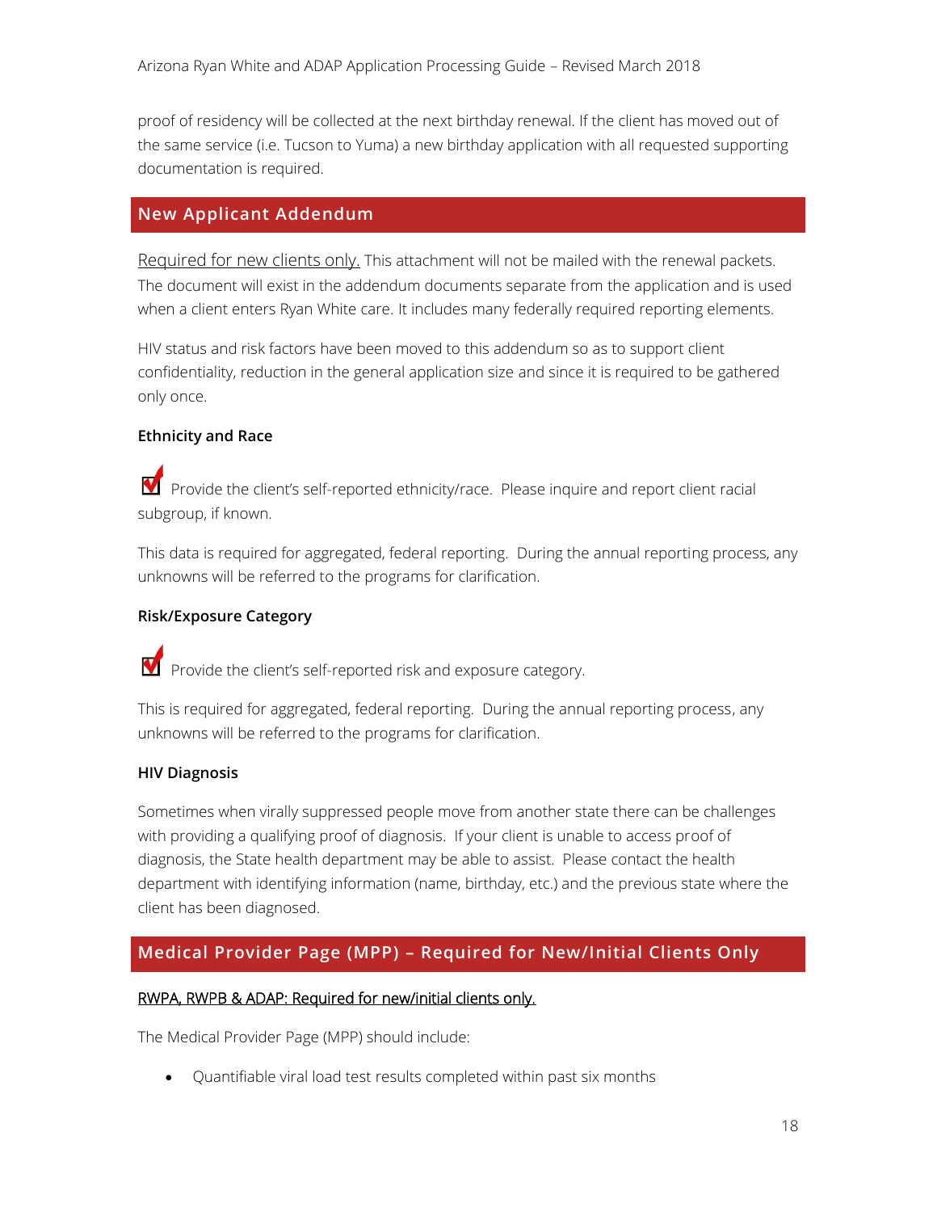proof of residency will be collected at the next birthday renewal. If the client has moved out of the same service (i.e. Tucson to Yuma) a new birthday application with all requested supporting documentation is required.

## New Applicant Addendum

Required for new clients only. This attachment will not be mailed with the renewal packets. The document will exist in the addendum documents separate from the application and is used when a client enters Ryan White care. It includes many federally required reporting elements.

HIV status and risk factors have been moved to this addendum so as to support client confidentiality, reduction in the general application size and since it is required to be gathered only once.

### Ethnicity and Race

☑ Provide the client's self-reported ethnicity/race. Please inquire and report client racial subgroup, if known.

This data is required for aggregated, federal reporting. During the annual reporting process, any unknowns will be referred to the programs for clarification.

### Risk/Exposure Category

☑ Provide the client's self-reported risk and exposure category.

This is required for aggregated, federal reporting. During the annual reporting process, any unknowns will be referred to the programs for clarification.

### HIV Diagnosis

Sometimes when virally suppressed people move from another state there can be challenges with providing a qualifying proof of diagnosis. If your client is unable to access proof of diagnosis, the State health department may be able to assist. Please contact the health department with identifying information (name, birthday, etc.) and the previous state where the client has been diagnosed.

## Medical Provider Page (MPP) – Required for New/Initial Clients Only

RWPA, RWPB & ADAP: Required for new/initial clients only.

The Medical Provider Page (MPP) should include:

- Quantifiable viral load test results completed within past six months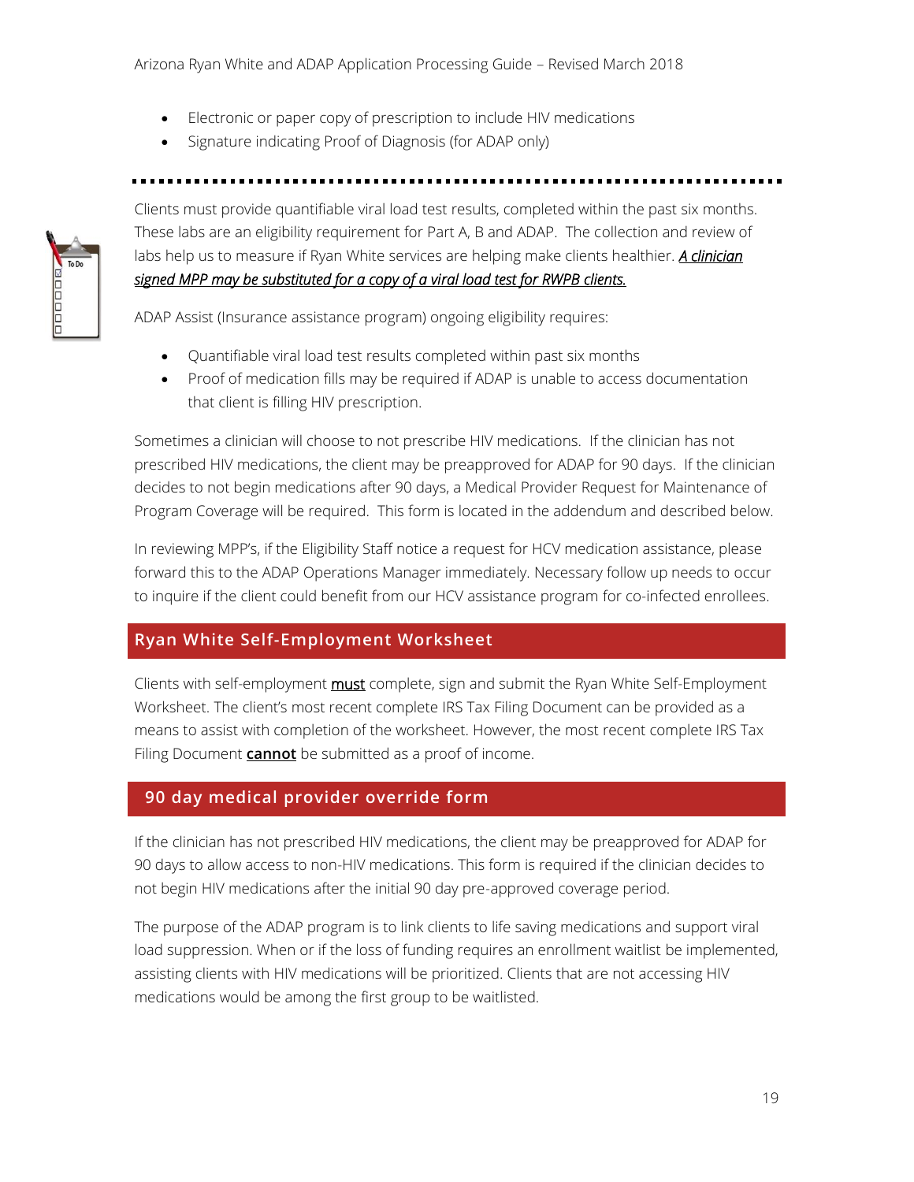- Electronic or paper copy of prescription to include HIV medications
- Signature indicating Proof of Diagnosis (for ADAP only)

---

Clients must provide quantifiable viral load test results, completed within the past six months. These labs are an eligibility requirement for Part A, B and ADAP. The collection and review of labs help us to measure if Ryan White services are helping make clients healthier. ***A clinician signed MPP may be substituted for a copy of a viral load test for RWPB clients.***

ADAP Assist (Insurance assistance program) ongoing eligibility requires:

- Quantifiable viral load test results completed within past six months
- Proof of medication fills may be required if ADAP is unable to access documentation that client is filling HIV prescription.

Sometimes a clinician will choose to not prescribe HIV medications. If the clinician has not prescribed HIV medications, the client may be preapproved for ADAP for 90 days. If the clinician decides to not begin medications after 90 days, a Medical Provider Request for Maintenance of Program Coverage will be required. This form is located in the addendum and described below.

In reviewing MPP's, if the Eligibility Staff notice a request for HCV medication assistance, please forward this to the ADAP Operations Manager immediately. Necessary follow up needs to occur to inquire if the client could benefit from our HCV assistance program for co-infected enrollees.

## Ryan White Self-Employment Worksheet

Clients with self-employment **must** complete, sign and submit the Ryan White Self-Employment Worksheet. The client's most recent complete IRS Tax Filing Document can be provided as a means to assist with completion of the worksheet. However, the most recent complete IRS Tax Filing Document **cannot** be submitted as a proof of income.

## 90 day medical provider override form

If the clinician has not prescribed HIV medications, the client may be preapproved for ADAP for 90 days to allow access to non-HIV medications. This form is required if the clinician decides to not begin HIV medications after the initial 90 day pre-approved coverage period.

The purpose of the ADAP program is to link clients to life saving medications and support viral load suppression. When or if the loss of funding requires an enrollment waitlist be implemented, assisting clients with HIV medications will be prioritized. Clients that are not accessing HIV medications would be among the first group to be waitlisted.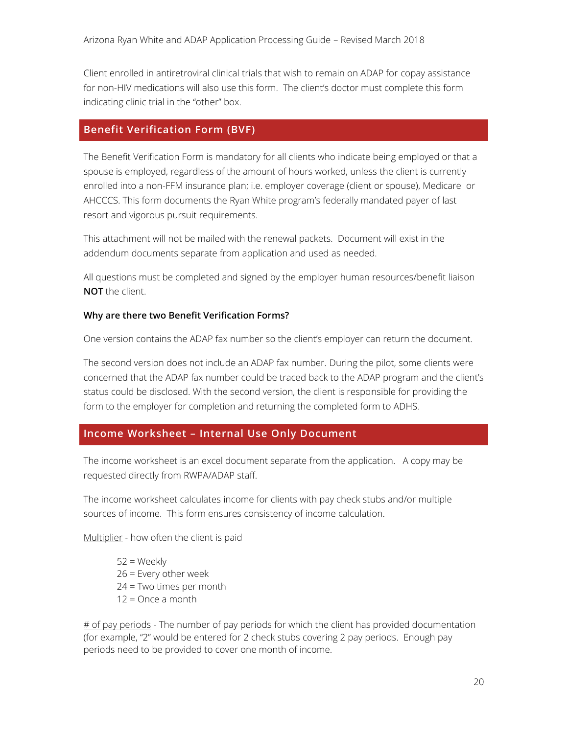Client enrolled in antiretroviral clinical trials that wish to remain on ADAP for copay assistance for non-HIV medications will also use this form. The client's doctor must complete this form indicating clinic trial in the "other" box.

## Benefit Verification Form (BVF)

The Benefit Verification Form is mandatory for all clients who indicate being employed or that a spouse is employed, regardless of the amount of hours worked, unless the client is currently enrolled into a non-FFM insurance plan; i.e. employer coverage (client or spouse), Medicare or AHCCCS. This form documents the Ryan White program's federally mandated payer of last resort and vigorous pursuit requirements.

This attachment will not be mailed with the renewal packets. Document will exist in the addendum documents separate from application and used as needed.

All questions must be completed and signed by the employer human resources/benefit liaison **NOT** the client.

**Why are there two Benefit Verification Forms?**

One version contains the ADAP fax number so the client's employer can return the document.

The second version does not include an ADAP fax number. During the pilot, some clients were concerned that the ADAP fax number could be traced back to the ADAP program and the client's status could be disclosed. With the second version, the client is responsible for providing the form to the employer for completion and returning the completed form to ADHS.

## Income Worksheet – Internal Use Only Document

The income worksheet is an excel document separate from the application. A copy may be requested directly from RWPA/ADAP staff.

The income worksheet calculates income for clients with pay check stubs and/or multiple sources of income. This form ensures consistency of income calculation.

Multiplier - how often the client is paid

52 = Weekly
26 = Every other week
24 = Two times per month
12 = Once a month

\# of pay periods - The number of pay periods for which the client has provided documentation (for example, "2" would be entered for 2 check stubs covering 2 pay periods. Enough pay periods need to be provided to cover one month of income.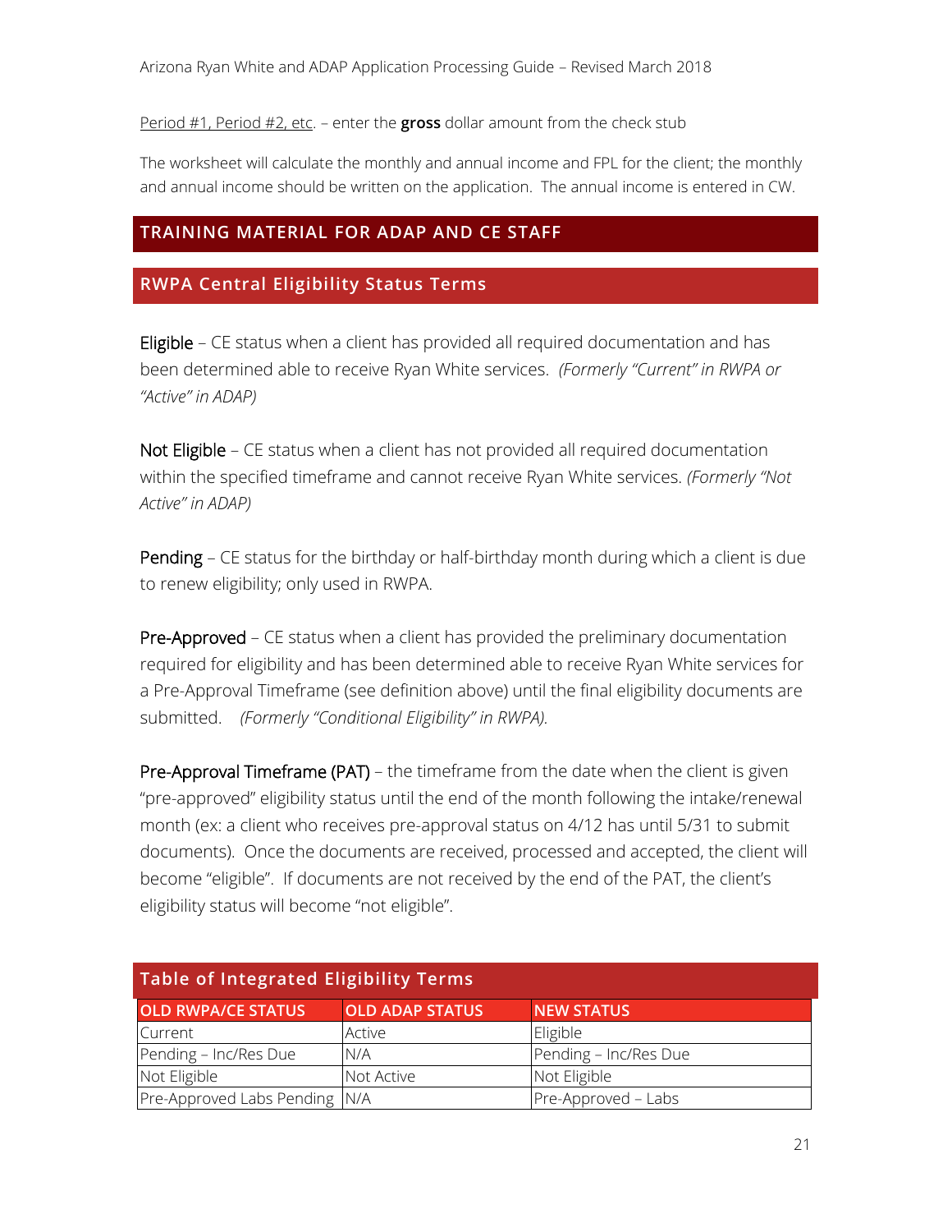<u>Period #1, Period #2, etc</u>. – enter the **gross** dollar amount from the check stub

The worksheet will calculate the monthly and annual income and FPL for the client; the monthly and annual income should be written on the application. The annual income is entered in CW.

## TRAINING MATERIAL FOR ADAP AND CE STAFF

### RWPA Central Eligibility Status Terms

Eligible – CE status when a client has provided all required documentation and has been determined able to receive Ryan White services. *(Formerly "Current" in RWPA or "Active" in ADAP)*

Not Eligible – CE status when a client has not provided all required documentation within the specified timeframe and cannot receive Ryan White services. *(Formerly "Not Active" in ADAP)*

Pending – CE status for the birthday or half-birthday month during which a client is due to renew eligibility; only used in RWPA.

Pre-Approved – CE status when a client has provided the preliminary documentation required for eligibility and has been determined able to receive Ryan White services for a Pre-Approval Timeframe (see definition above) until the final eligibility documents are submitted. *(Formerly "Conditional Eligibility" in RWPA).*

Pre-Approval Timeframe (PAT) – the timeframe from the date when the client is given "pre-approved" eligibility status until the end of the month following the intake/renewal month (ex: a client who receives pre-approval status on 4/12 has until 5/31 to submit documents). Once the documents are received, processed and accepted, the client will become "eligible". If documents are not received by the end of the PAT, the client's eligibility status will become "not eligible".

### Table of Integrated Eligibility Terms

| OLD RWPA/CE STATUS | OLD ADAP STATUS | NEW STATUS |
|---|---|---|
| Current | Active | Eligible |
| Pending – Inc/Res Due | N/A | Pending – Inc/Res Due |
| Not Eligible | Not Active | Not Eligible |
| Pre-Approved Labs Pending | N/A | Pre-Approved – Labs |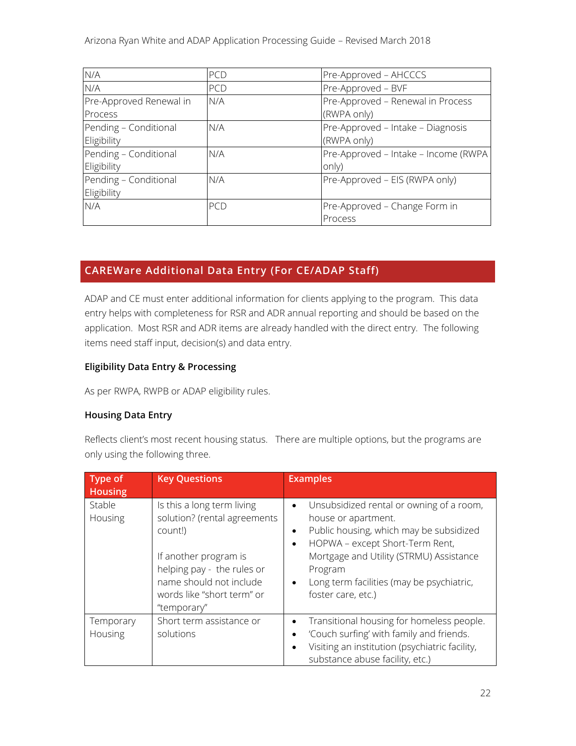| | | |
|---|---|---|
| N/A | PCD | Pre-Approved – AHCCCS |
| N/A | PCD | Pre-Approved – BVF |
| Pre-Approved Renewal in Process | N/A | Pre-Approved – Renewal in Process (RWPA only) |
| Pending – Conditional Eligibility | N/A | Pre-Approved – Intake – Diagnosis (RWPA only) |
| Pending – Conditional Eligibility | N/A | Pre-Approved – Intake – Income (RWPA only) |
| Pending – Conditional Eligibility | N/A | Pre-Approved – EIS (RWPA only) |
| N/A | PCD | Pre-Approved – Change Form in Process |

## CAREWare Additional Data Entry (For CE/ADAP Staff)

ADAP and CE must enter additional information for clients applying to the program. This data entry helps with completeness for RSR and ADR annual reporting and should be based on the application. Most RSR and ADR items are already handled with the direct entry. The following items need staff input, decision(s) and data entry.

### Eligibility Data Entry & Processing

As per RWPA, RWPB or ADAP eligibility rules.

### Housing Data Entry

Reflects client's most recent housing status. There are multiple options, but the programs are only using the following three.

| Type of Housing | Key Questions | Examples |
|---|---|---|
| Stable Housing | Is this a long term living solution? (rental agreements count!)<br><br>If another program is helping pay - the rules or name should not include words like "short term" or "temporary" | • Unsubsidized rental or owning of a room, house or apartment.<br>• Public housing, which may be subsidized<br>• HOPWA – except Short-Term Rent, Mortgage and Utility (STRMU) Assistance Program<br>• Long term facilities (may be psychiatric, foster care, etc.) |
| Temporary Housing | Short term assistance or solutions | • Transitional housing for homeless people.<br>• 'Couch surfing' with family and friends.<br>• Visiting an institution (psychiatric facility, substance abuse facility, etc.) |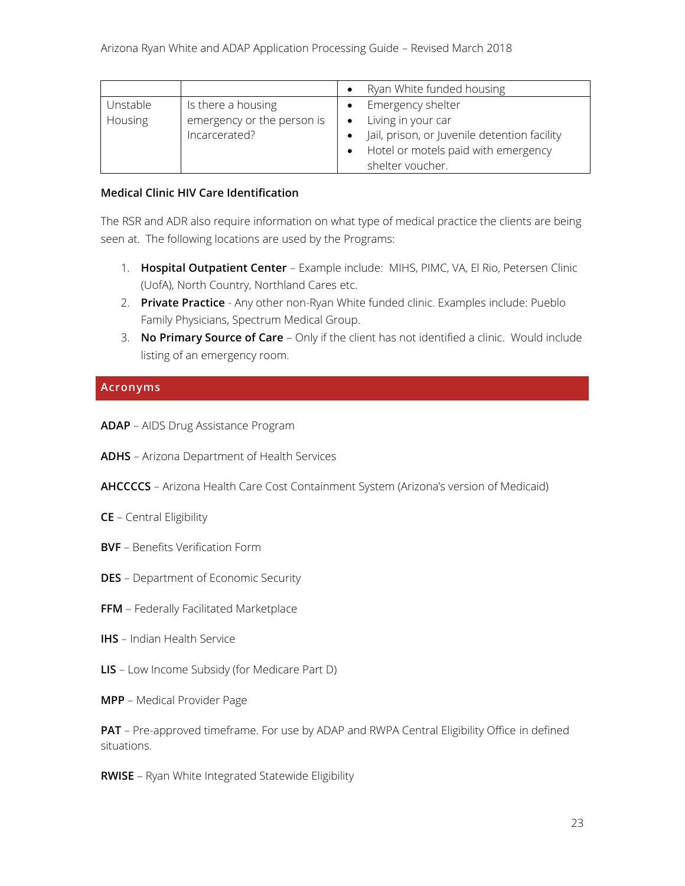| | | • Ryan White funded housing |
|---|---|---|
| Unstable Housing | Is there a housing emergency or the person is Incarcerated? | • Emergency shelter<br>• Living in your car<br>• Jail, prison, or Juvenile detention facility<br>• Hotel or motels paid with emergency shelter voucher. |

**Medical Clinic HIV Care Identification**

The RSR and ADR also require information on what type of medical practice the clients are being seen at. The following locations are used by the Programs:

1. **Hospital Outpatient Center** – Example include: MIHS, PIMC, VA, El Rio, Petersen Clinic (UofA), North Country, Northland Cares etc.
2. **Private Practice** - Any other non-Ryan White funded clinic. Examples include: Pueblo Family Physicians, Spectrum Medical Group.
3. **No Primary Source of Care** – Only if the client has not identified a clinic. Would include listing of an emergency room.

## Acronyms

**ADAP** – AIDS Drug Assistance Program

**ADHS** – Arizona Department of Health Services

**AHCCCS** – Arizona Health Care Cost Containment System (Arizona's version of Medicaid)

**CE** – Central Eligibility

**BVF** – Benefits Verification Form

**DES** – Department of Economic Security

**FFM** – Federally Facilitated Marketplace

**IHS** – Indian Health Service

**LIS** – Low Income Subsidy (for Medicare Part D)

**MPP** – Medical Provider Page

**PAT** – Pre-approved timeframe. For use by ADAP and RWPA Central Eligibility Office in defined situations.

**RWISE** – Ryan White Integrated Statewide Eligibility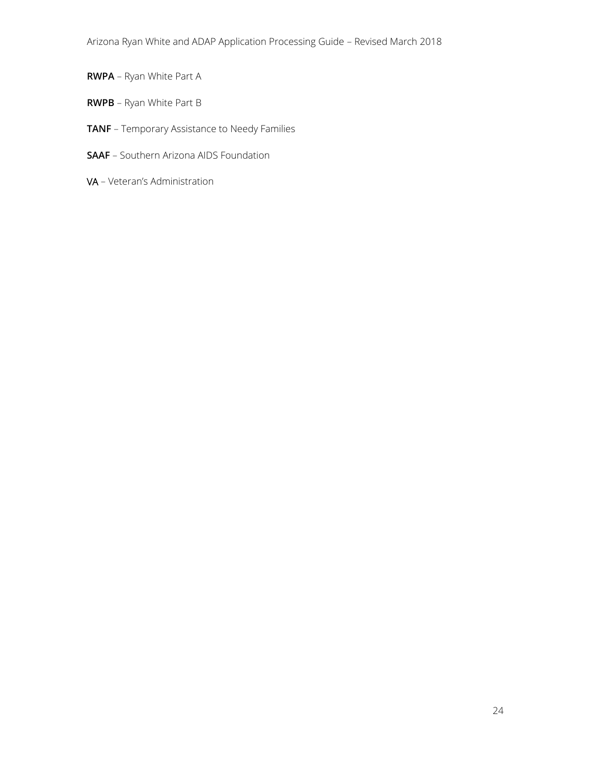**RWPA** – Ryan White Part A

**RWPB** – Ryan White Part B

**TANF** – Temporary Assistance to Needy Families

**SAAF** – Southern Arizona AIDS Foundation

VA – Veteran's Administration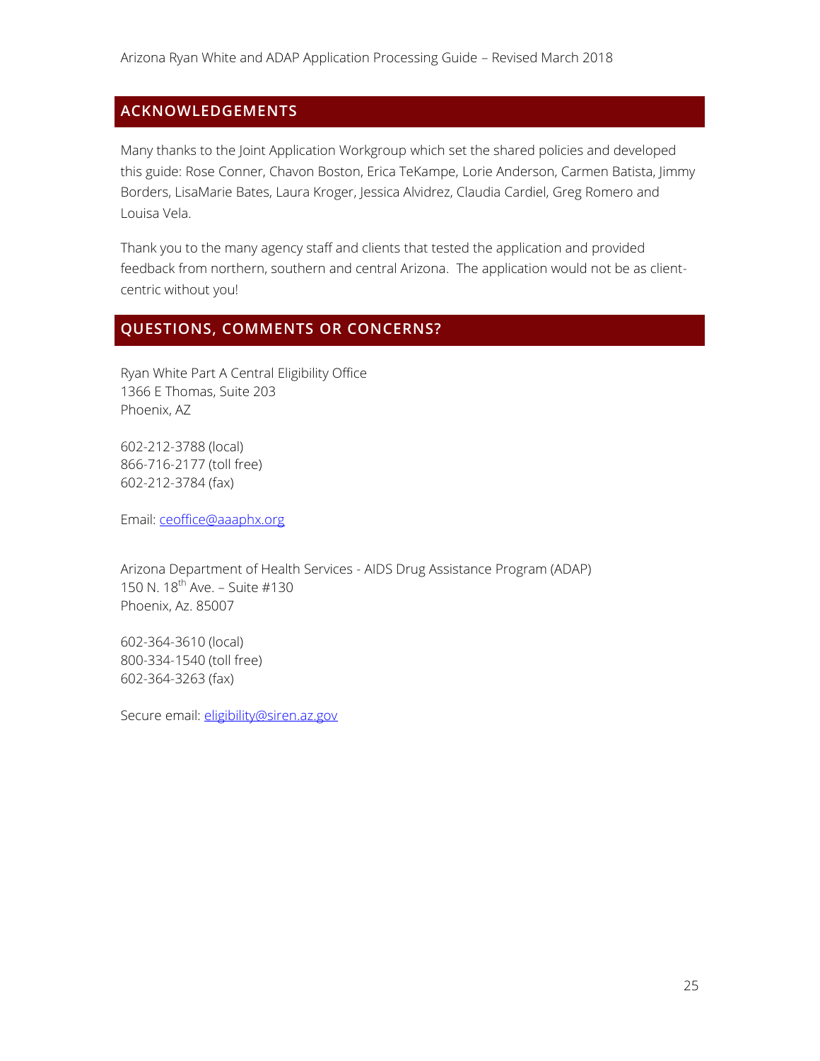## ACKNOWLEDGEMENTS

Many thanks to the Joint Application Workgroup which set the shared policies and developed this guide: Rose Conner, Chavon Boston, Erica TeKampe, Lorie Anderson, Carmen Batista, Jimmy Borders, LisaMarie Bates, Laura Kroger, Jessica Alvidrez, Claudia Cardiel, Greg Romero and Louisa Vela.

Thank you to the many agency staff and clients that tested the application and provided feedback from northern, southern and central Arizona. The application would not be as client-centric without you!

## QUESTIONS, COMMENTS OR CONCERNS?

Ryan White Part A Central Eligibility Office
1366 E Thomas, Suite 203
Phoenix, AZ

602-212-3788 (local)
866-716-2177 (toll free)
602-212-3784 (fax)

Email: ceoffice@aaaphx.org

Arizona Department of Health Services - AIDS Drug Assistance Program (ADAP)
150 N. 18th Ave. – Suite #130
Phoenix, Az. 85007

602-364-3610 (local)
800-334-1540 (toll free)
602-364-3263 (fax)

Secure email: eligibility@siren.az.gov